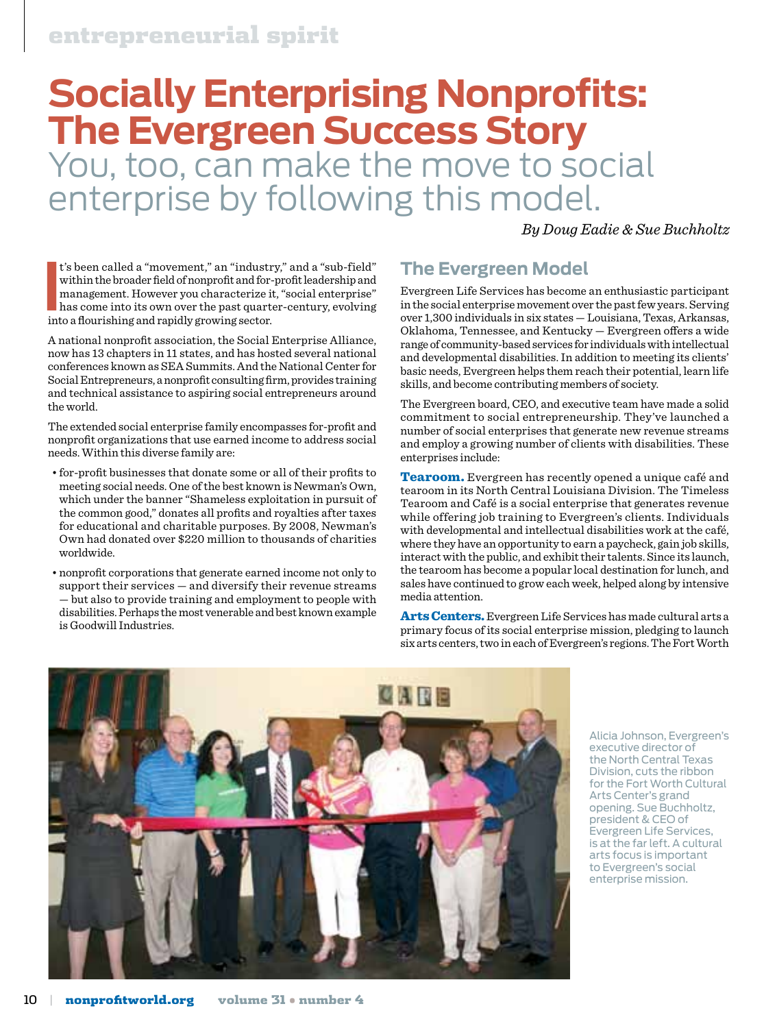entrepreneurial spirit

# Socially Enterprising Nonprofits: The Evergreen Success Story

## You, too, can make the move to social enterprise by following this model.

*By Doug Eadie & Sue Buchholtz*

It's been called a "movement," an "industry," and a "sub-field" within the broader field of nonprofit and for-profit leadership and management. However you characterize it, "social enterprise" has come into its own over the past quarter-century, evolving into a flourishing and rapidly growing sector.

A national nonprofit association, the Social Enterprise Alliance, now has 13 chapters in 11 states, and has hosted several national conferences known as SEA Summits. And the National Center for Social Entrepreneurs, a nonprofit consulting firm, provides training and technical assistance to aspiring social entrepreneurs around the world.

The extended social enterprise family encompasses for-profit and nonprofit organizations that use earned income to address social needs. Within this diverse family are:

- for-profit businesses that donate some or all of their profits to meeting social needs. One of the best known is Newman's Own, which under the banner "Shameless exploitation in pursuit of the common good," donates all profits and royalties after taxes for educational and charitable purposes. By 2008, Newman's Own had donated over $220 million to thousands of charities worldwide.
- nonprofit corporations that generate earned income not only to support their services — and diversify their revenue streams — but also to provide training and employment to people with disabilities. Perhaps the most venerable and best known example is Goodwill Industries.

## The Evergreen Model

Evergreen Life Services has become an enthusiastic participant in the social enterprise movement over the past few years. Serving over 1,300 individuals in six states — Louisiana, Texas, Arkansas, Oklahoma, Tennessee, and Kentucky — Evergreen offers a wide range of community-based services for individuals with intellectual and developmental disabilities. In addition to meeting its clients' basic needs, Evergreen helps them reach their potential, learn life skills, and become contributing members of society.

The Evergreen board, CEO, and executive team have made a solid commitment to social entrepreneurship. They've launched a number of social enterprises that generate new revenue streams and employ a growing number of clients with disabilities. These enterprises include:

**Tearoom.** Evergreen has recently opened a unique café and tearoom in its North Central Louisiana Division. The Timeless Tearoom and Café is a social enterprise that generates revenue while offering job training to Evergreen's clients. Individuals with developmental and intellectual disabilities work at the café, where they have an opportunity to earn a paycheck, gain job skills, interact with the public, and exhibit their talents. Since its launch, the tearoom has become a popular local destination for lunch, and sales have continued to grow each week, helped along by intensive media attention.

**Arts Centers.** Evergreen Life Services has made cultural arts a primary focus of its social enterprise mission, pledging to launch six arts centers, two in each of Evergreen's regions. The Fort Worth

Alicia Johnson, Evergreen's executive director of the North Central Texas Division, cuts the ribbon for the Fort Worth Cultural Arts Center's grand opening. Sue Buchholtz, president & CEO of Evergreen Life Services, is at the far left. A cultural arts focus is important to Evergreen's social enterprise mission.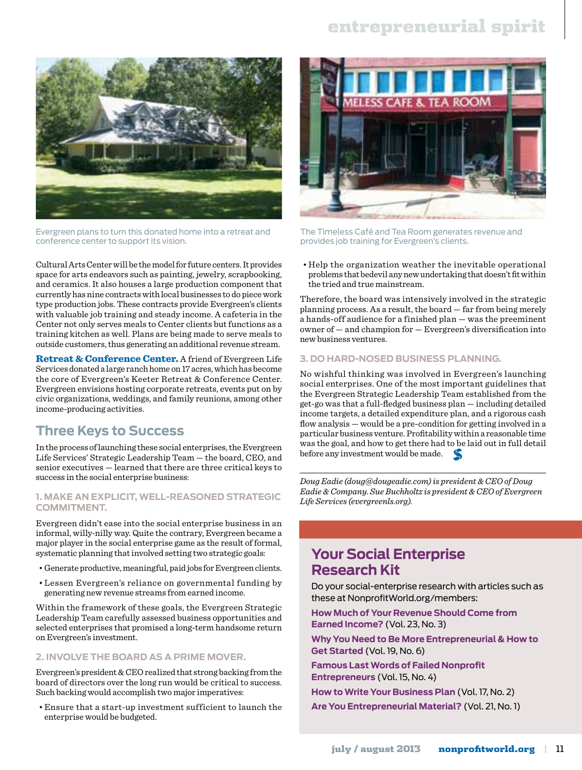Evergreen plans to turn this donated home into a retreat and conference center to support its vision.

The Timeless Café and Tea Room generates revenue and provides job training for Evergreen's clients.

Cultural Arts Center will be the model for future centers. It provides space for arts endeavors such as painting, jewelry, scrapbooking, and ceramics. It also houses a large production component that currently has nine contracts with local businesses to do piece work type production jobs. These contracts provide Evergreen's clients with valuable job training and steady income. A cafeteria in the Center not only serves meals to Center clients but functions as a training kitchen as well. Plans are being made to serve meals to outside customers, thus generating an additional revenue stream.

**Retreat & Conference Center.** A friend of Evergreen Life Services donated a large ranch home on 17 acres, which has become the core of Evergreen's Keeter Retreat & Conference Center. Evergreen envisions hosting corporate retreats, events put on by civic organizations, weddings, and family reunions, among other income-producing activities.

## Three Keys to Success

In the process of launching these social enterprises, the Evergreen Life Services' Strategic Leadership Team — the board, CEO, and senior executives — learned that there are three critical keys to success in the social enterprise business:

### 1. MAKE AN EXPLICIT, WELL-REASONED STRATEGIC COMMITMENT.

Evergreen didn't ease into the social enterprise business in an informal, willy-nilly way. Quite the contrary, Evergreen became a major player in the social enterprise game as the result of formal, systematic planning that involved setting two strategic goals:

- Generate productive, meaningful, paid jobs for Evergreen clients.
- Lessen Evergreen's reliance on governmental funding by generating new revenue streams from earned income.

Within the framework of these goals, the Evergreen Strategic Leadership Team carefully assessed business opportunities and selected enterprises that promised a long-term handsome return on Evergreen's investment.

### 2. INVOLVE THE BOARD AS A PRIME MOVER.

Evergreen's president & CEO realized that strong backing from the board of directors over the long run would be critical to success. Such backing would accomplish two major imperatives:

- Ensure that a start-up investment sufficient to launch the enterprise would be budgeted.
- Help the organization weather the inevitable operational problems that bedevil any new undertaking that doesn't fit within the tried and true mainstream.

Therefore, the board was intensively involved in the strategic planning process. As a result, the board — far from being merely a hands-off audience for a finished plan — was the preeminent owner of — and champion for — Evergreen's diversification into new business ventures.

### 3. DO HARD-NOSED BUSINESS PLANNING.

No wishful thinking was involved in Evergreen's launching social enterprises. One of the most important guidelines that the Evergreen Strategic Leadership Team established from the get-go was that a full-fledged business plan — including detailed income targets, a detailed expenditure plan, and a rigorous cash flow analysis — would be a pre-condition for getting involved in a particular business venture. Profitability within a reasonable time was the goal, and how to get there had to be laid out in full detail before any investment would be made.

---

*Doug Eadie (doug@dougeadie.com) is president & CEO of Doug Eadie & Company. Sue Buchholtz is president & CEO of Evergreen Life Services (evergreenls.org).*

## Your Social Enterprise Research Kit

Do your social-enterprise research with articles such as these at NonprofitWorld.org/members:

**How Much of Your Revenue Should Come from Earned Income?** (Vol. 23, No. 3)

**Why You Need to Be More Entrepreneurial & How to Get Started** (Vol. 19, No. 6)

**Famous Last Words of Failed Nonprofit Entrepreneurs** (Vol. 15, No. 4)

**How to Write Your Business Plan** (Vol. 17, No. 2)

**Are You Entrepreneurial Material?** (Vol. 21, No. 1)